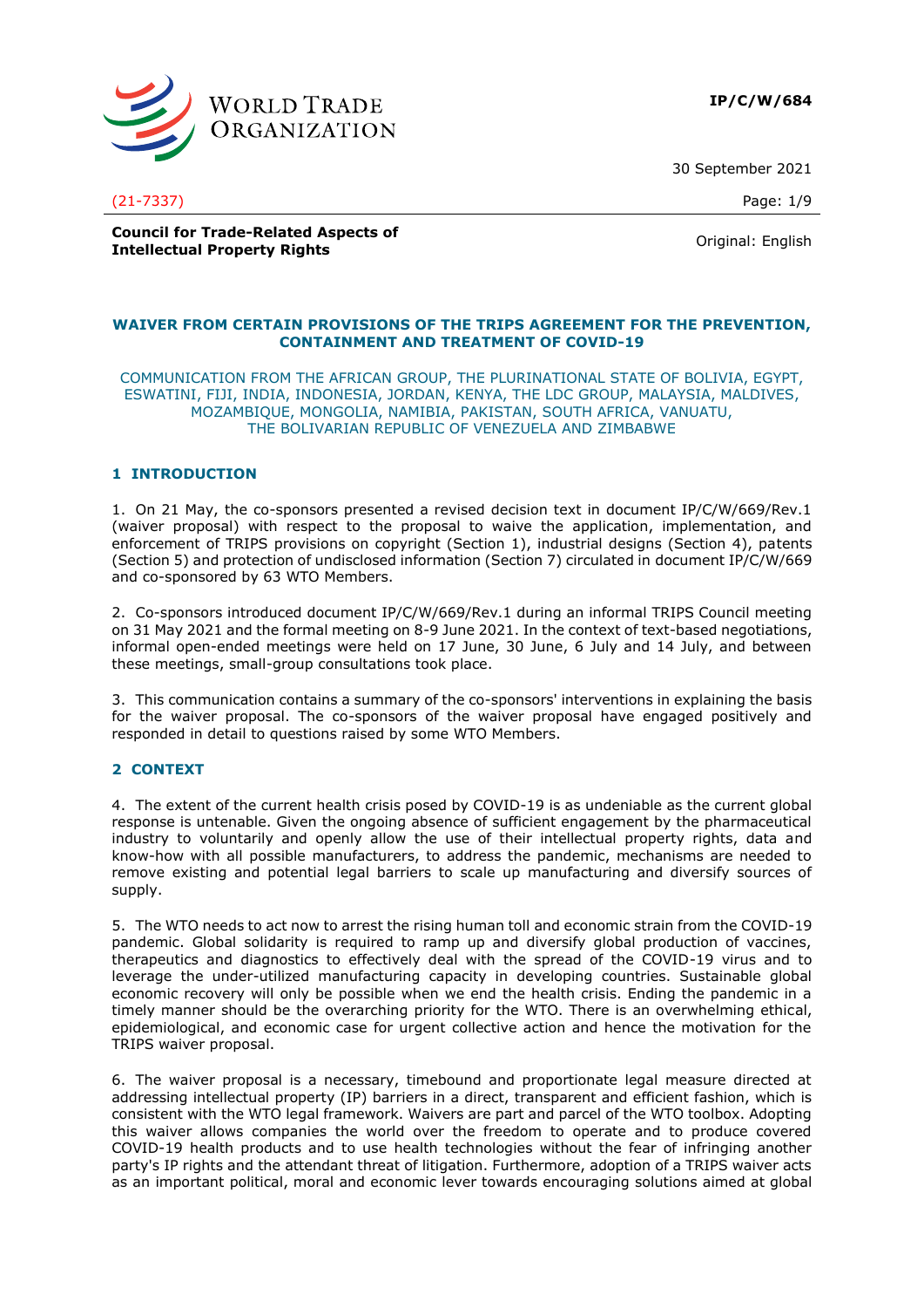**IP/C/W/684**

30 September 2021

(21-7337)

Original: English

**Council for Trade-Related Aspects of Intellectual Property Rights**

## WAIVER FROM CERTAIN PROVISIONS OF THE TRIPS AGREEMENT FOR THE PREVENTION, CONTAINMENT AND TREATMENT OF COVID-19

COMMUNICATION FROM THE AFRICAN GROUP, THE PLURINATIONAL STATE OF BOLIVIA, EGYPT, ESWATINI, FIJI, INDIA, INDONESIA, JORDAN, KENYA, THE LDC GROUP, MALAYSIA, MALDIVES, MOZAMBIQUE, MONGOLIA, NAMIBIA, PAKISTAN, SOUTH AFRICA, VANUATU, THE BOLIVARIAN REPUBLIC OF VENEZUELA AND ZIMBABWE

## 1 INTRODUCTION

1. On 21 May, the co-sponsors presented a revised decision text in document IP/C/W/669/Rev.1 (waiver proposal) with respect to the proposal to waive the application, implementation, and enforcement of TRIPS provisions on copyright (Section 1), industrial designs (Section 4), patents (Section 5) and protection of undisclosed information (Section 7) circulated in document IP/C/W/669 and co-sponsored by 63 WTO Members.

2. Co-sponsors introduced document IP/C/W/669/Rev.1 during an informal TRIPS Council meeting on 31 May 2021 and the formal meeting on 8-9 June 2021. In the context of text-based negotiations, informal open-ended meetings were held on 17 June, 30 June, 6 July and 14 July, and between these meetings, small-group consultations took place.

3. This communication contains a summary of the co-sponsors' interventions in explaining the basis for the waiver proposal. The co-sponsors of the waiver proposal have engaged positively and responded in detail to questions raised by some WTO Members.

## 2 CONTEXT

4. The extent of the current health crisis posed by COVID-19 is as undeniable as the current global response is untenable. Given the ongoing absence of sufficient engagement by the pharmaceutical industry to voluntarily and openly allow the use of their intellectual property rights, data and know-how with all possible manufacturers, to address the pandemic, mechanisms are needed to remove existing and potential legal barriers to scale up manufacturing and diversify sources of supply.

5. The WTO needs to act now to arrest the rising human toll and economic strain from the COVID-19 pandemic. Global solidarity is required to ramp up and diversify global production of vaccines, therapeutics and diagnostics to effectively deal with the spread of the COVID-19 virus and to leverage the under-utilized manufacturing capacity in developing countries. Sustainable global economic recovery will only be possible when we end the health crisis. Ending the pandemic in a timely manner should be the overarching priority for the WTO. There is an overwhelming ethical, epidemiological, and economic case for urgent collective action and hence the motivation for the TRIPS waiver proposal.

6. The waiver proposal is a necessary, timebound and proportionate legal measure directed at addressing intellectual property (IP) barriers in a direct, transparent and efficient fashion, which is consistent with the WTO legal framework. Waivers are part and parcel of the WTO toolbox. Adopting this waiver allows companies the world over the freedom to operate and to produce covered COVID-19 health products and to use health technologies without the fear of infringing another party's IP rights and the attendant threat of litigation. Furthermore, adoption of a TRIPS waiver acts as an important political, moral and economic lever towards encouraging solutions aimed at global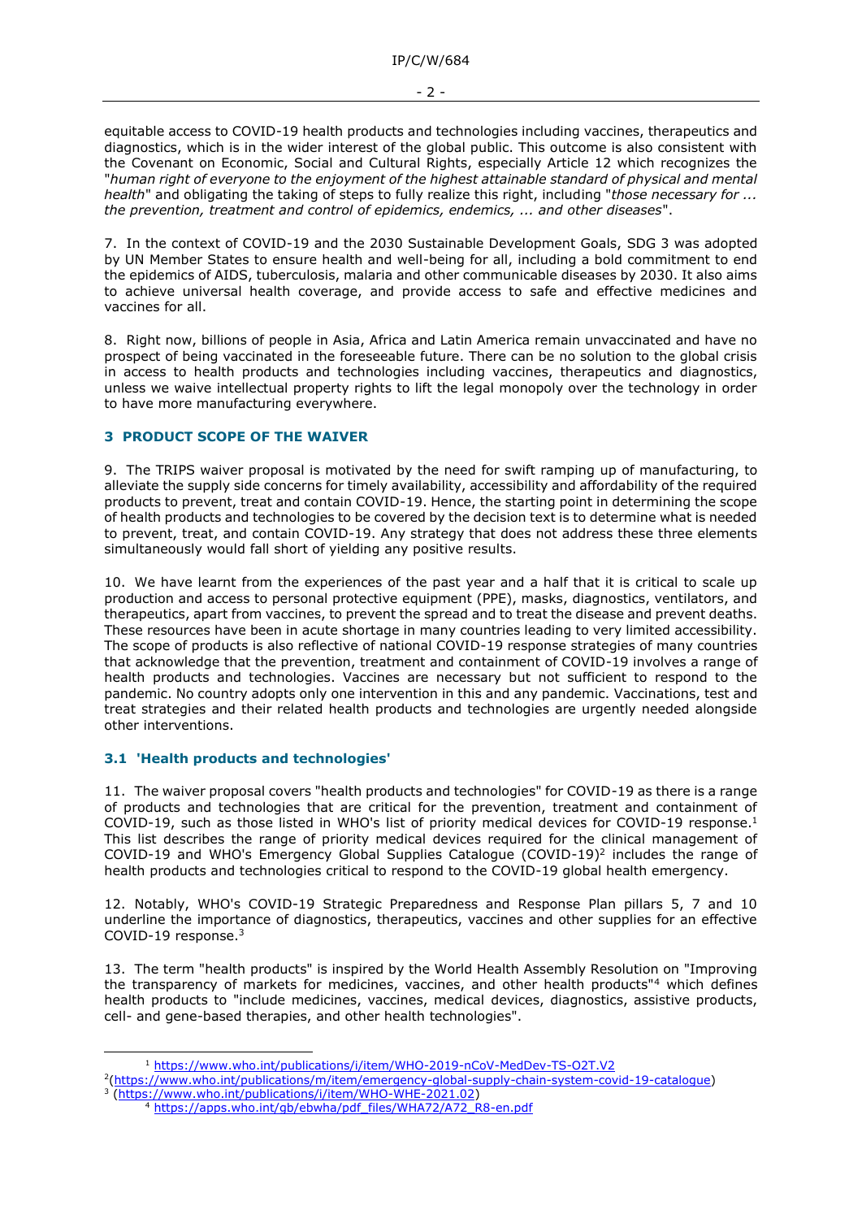equitable access to COVID-19 health products and technologies including vaccines, therapeutics and diagnostics, which is in the wider interest of the global public. This outcome is also consistent with the Covenant on Economic, Social and Cultural Rights, especially Article 12 which recognizes the "*human right of everyone to the enjoyment of the highest attainable standard of physical and mental health*" and obligating the taking of steps to fully realize this right, including "*those necessary for ... the prevention, treatment and control of epidemics, endemics, ... and other diseases*".

7. In the context of COVID-19 and the 2030 Sustainable Development Goals, SDG 3 was adopted by UN Member States to ensure health and well-being for all, including a bold commitment to end the epidemics of AIDS, tuberculosis, malaria and other communicable diseases by 2030. It also aims to achieve universal health coverage, and provide access to safe and effective medicines and vaccines for all.

8. Right now, billions of people in Asia, Africa and Latin America remain unvaccinated and have no prospect of being vaccinated in the foreseeable future. There can be no solution to the global crisis in access to health products and technologies including vaccines, therapeutics and diagnostics, unless we waive intellectual property rights to lift the legal monopoly over the technology in order to have more manufacturing everywhere.

## 3 PRODUCT SCOPE OF THE WAIVER

9. The TRIPS waiver proposal is motivated by the need for swift ramping up of manufacturing, to alleviate the supply side concerns for timely availability, accessibility and affordability of the required products to prevent, treat and contain COVID-19. Hence, the starting point in determining the scope of health products and technologies to be covered by the decision text is to determine what is needed to prevent, treat, and contain COVID-19. Any strategy that does not address these three elements simultaneously would fall short of yielding any positive results.

10. We have learnt from the experiences of the past year and a half that it is critical to scale up production and access to personal protective equipment (PPE), masks, diagnostics, ventilators, and therapeutics, apart from vaccines, to prevent the spread and to treat the disease and prevent deaths. These resources have been in acute shortage in many countries leading to very limited accessibility. The scope of products is also reflective of national COVID-19 response strategies of many countries that acknowledge that the prevention, treatment and containment of COVID-19 involves a range of health products and technologies. Vaccines are necessary but not sufficient to respond to the pandemic. No country adopts only one intervention in this and any pandemic. Vaccinations, test and treat strategies and their related health products and technologies are urgently needed alongside other interventions.

### 3.1 'Health products and technologies'

11. The waiver proposal covers "health products and technologies" for COVID-19 as there is a range of products and technologies that are critical for the prevention, treatment and containment of COVID-19, such as those listed in WHO's list of priority medical devices for COVID-19 response.[1] This list describes the range of priority medical devices required for the clinical management of COVID-19 and WHO's Emergency Global Supplies Catalogue (COVID-19)[2] includes the range of health products and technologies critical to respond to the COVID-19 global health emergency.

12. Notably, WHO's COVID-19 Strategic Preparedness and Response Plan pillars 5, 7 and 10 underline the importance of diagnostics, therapeutics, vaccines and other supplies for an effective COVID-19 response.[3]

13. The term "health products" is inspired by the World Health Assembly Resolution on "Improving the transparency of markets for medicines, vaccines, and other health products"[4] which defines health products to "include medicines, vaccines, medical devices, diagnostics, assistive products, cell- and gene-based therapies, and other health technologies".

---

[1] https://www.who.int/publications/i/item/WHO-2019-nCoV-MedDev-TS-O2T.V2
[2] (https://www.who.int/publications/m/item/emergency-global-supply-chain-system-covid-19-catalogue)
[3] (https://www.who.int/publications/i/item/WHO-WHE-2021.02)
[4] https://apps.who.int/gb/ebwha/pdf_files/WHA72/A72_R8-en.pdf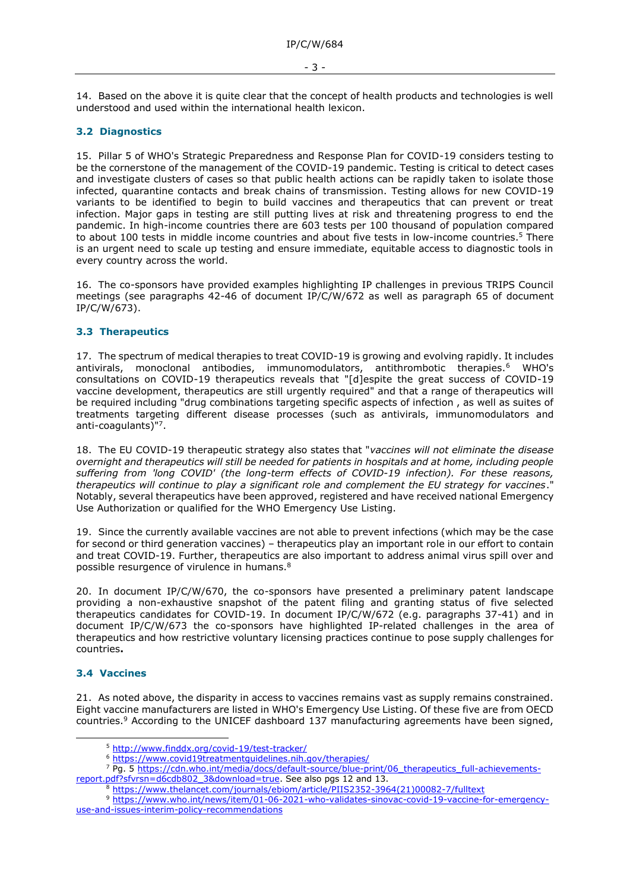14. Based on the above it is quite clear that the concept of health products and technologies is well understood and used within the international health lexicon.

### 3.2 Diagnostics

15. Pillar 5 of WHO's Strategic Preparedness and Response Plan for COVID-19 considers testing to be the cornerstone of the management of the COVID-19 pandemic. Testing is critical to detect cases and investigate clusters of cases so that public health actions can be rapidly taken to isolate those infected, quarantine contacts and break chains of transmission. Testing allows for new COVID-19 variants to be identified to begin to build vaccines and therapeutics that can prevent or treat infection. Major gaps in testing are still putting lives at risk and threatening progress to end the pandemic. In high-income countries there are 603 tests per 100 thousand of population compared to about 100 tests in middle income countries and about five tests in low-income countries.[5] There is an urgent need to scale up testing and ensure immediate, equitable access to diagnostic tools in every country across the world.

16. The co-sponsors have provided examples highlighting IP challenges in previous TRIPS Council meetings (see paragraphs 42-46 of document IP/C/W/672 as well as paragraph 65 of document IP/C/W/673).

### 3.3 Therapeutics

17. The spectrum of medical therapies to treat COVID-19 is growing and evolving rapidly. It includes antivirals, monoclonal antibodies, immunomodulators, antithrombotic therapies.[6] WHO's consultations on COVID-19 therapeutics reveals that "[d]espite the great success of COVID-19 vaccine development, therapeutics are still urgently required" and that a range of therapeutics will be required including "drug combinations targeting specific aspects of infection , as well as suites of treatments targeting different disease processes (such as antivirals, immunomodulators and anti-coagulants)"[7].

18. The EU COVID-19 therapeutic strategy also states that "*vaccines will not eliminate the disease overnight and therapeutics will still be needed for patients in hospitals and at home, including people suffering from 'long COVID' (the long-term effects of COVID-19 infection). For these reasons, therapeutics will continue to play a significant role and complement the EU strategy for vaccines*." Notably, several therapeutics have been approved, registered and have received national Emergency Use Authorization or qualified for the WHO Emergency Use Listing.

19. Since the currently available vaccines are not able to prevent infections (which may be the case for second or third generation vaccines) – therapeutics play an important role in our effort to contain and treat COVID-19. Further, therapeutics are also important to address animal virus spill over and possible resurgence of virulence in humans.[8]

20. In document IP/C/W/670, the co-sponsors have presented a preliminary patent landscape providing a non-exhaustive snapshot of the patent filing and granting status of five selected therapeutics candidates for COVID-19. In document IP/C/W/672 (e.g. paragraphs 37-41) and in document IP/C/W/673 the co-sponsors have highlighted IP-related challenges in the area of therapeutics and how restrictive voluntary licensing practices continue to pose supply challenges for countries**.**

### 3.4 Vaccines

21. As noted above, the disparity in access to vaccines remains vast as supply remains constrained. Eight vaccine manufacturers are listed in WHO's Emergency Use Listing. Of these five are from OECD countries.[9] According to the UNICEF dashboard 137 manufacturing agreements have been signed,

---

[5] http://www.finddx.org/covid-19/test-tracker/

[6] https://www.covid19treatmentguidelines.nih.gov/therapies/

[7] Pg. 5 https://cdn.who.int/media/docs/default-source/blue-print/06_therapeutics_full-achievements-report.pdf?sfvrsn=d6cdb802_3&download=true. See also pgs 12 and 13.

[8] https://www.thelancet.com/journals/ebiom/article/PIIS2352-3964(21)00082-7/fulltext

[9] https://www.who.int/news/item/01-06-2021-who-validates-sinovac-covid-19-vaccine-for-emergency-use-and-issues-interim-policy-recommendations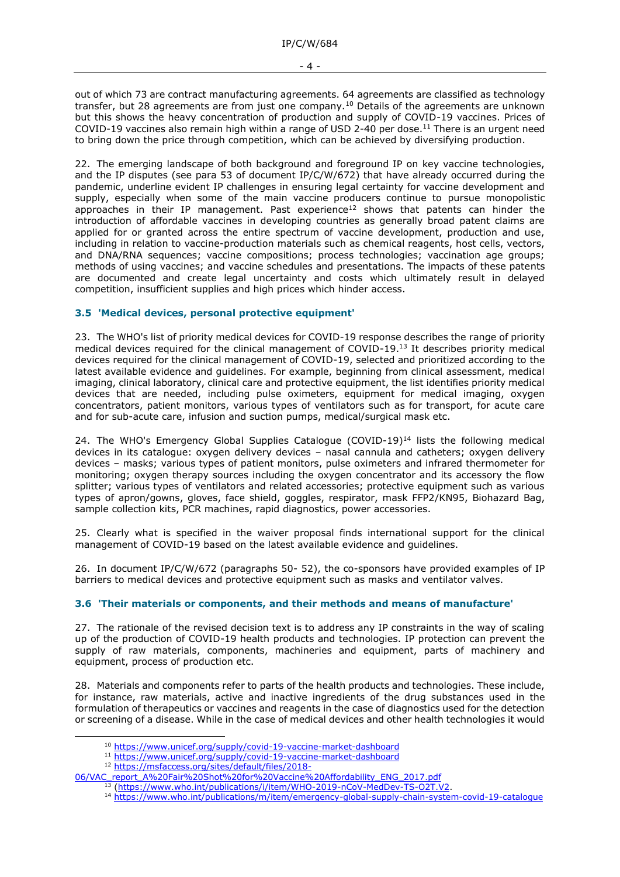out of which 73 are contract manufacturing agreements. 64 agreements are classified as technology transfer, but 28 agreements are from just one company.[10] Details of the agreements are unknown but this shows the heavy concentration of production and supply of COVID-19 vaccines. Prices of COVID-19 vaccines also remain high within a range of USD 2-40 per dose.[11] There is an urgent need to bring down the price through competition, which can be achieved by diversifying production.

22. The emerging landscape of both background and foreground IP on key vaccine technologies, and the IP disputes (see para 53 of document IP/C/W/672) that have already occurred during the pandemic, underline evident IP challenges in ensuring legal certainty for vaccine development and supply, especially when some of the main vaccine producers continue to pursue monopolistic approaches in their IP management. Past experience[12] shows that patents can hinder the introduction of affordable vaccines in developing countries as generally broad patent claims are applied for or granted across the entire spectrum of vaccine development, production and use, including in relation to vaccine-production materials such as chemical reagents, host cells, vectors, and DNA/RNA sequences; vaccine compositions; process technologies; vaccination age groups; methods of using vaccines; and vaccine schedules and presentations. The impacts of these patents are documented and create legal uncertainty and costs which ultimately result in delayed competition, insufficient supplies and high prices which hinder access.

### 3.5 'Medical devices, personal protective equipment'

23. The WHO's list of priority medical devices for COVID-19 response describes the range of priority medical devices required for the clinical management of COVID-19.[13] It describes priority medical devices required for the clinical management of COVID-19, selected and prioritized according to the latest available evidence and guidelines. For example, beginning from clinical assessment, medical imaging, clinical laboratory, clinical care and protective equipment, the list identifies priority medical devices that are needed, including pulse oximeters, equipment for medical imaging, oxygen concentrators, patient monitors, various types of ventilators such as for transport, for acute care and for sub-acute care, infusion and suction pumps, medical/surgical mask etc.

24. The WHO's Emergency Global Supplies Catalogue (COVID-19)[14] lists the following medical devices in its catalogue: oxygen delivery devices – nasal cannula and catheters; oxygen delivery devices – masks; various types of patient monitors, pulse oximeters and infrared thermometer for monitoring; oxygen therapy sources including the oxygen concentrator and its accessory the flow splitter; various types of ventilators and related accessories; protective equipment such as various types of apron/gowns, gloves, face shield, goggles, respirator, mask FFP2/KN95, Biohazard Bag, sample collection kits, PCR machines, rapid diagnostics, power accessories.

25. Clearly what is specified in the waiver proposal finds international support for the clinical management of COVID-19 based on the latest available evidence and guidelines.

26. In document IP/C/W/672 (paragraphs 50- 52), the co-sponsors have provided examples of IP barriers to medical devices and protective equipment such as masks and ventilator valves.

### 3.6 'Their materials or components, and their methods and means of manufacture'

27. The rationale of the revised decision text is to address any IP constraints in the way of scaling up of the production of COVID-19 health products and technologies. IP protection can prevent the supply of raw materials, components, machineries and equipment, parts of machinery and equipment, process of production etc.

28. Materials and components refer to parts of the health products and technologies. These include, for instance, raw materials, active and inactive ingredients of the drug substances used in the formulation of therapeutics or vaccines and reagents in the case of diagnostics used for the detection or screening of a disease. While in the case of medical devices and other health technologies it would

---

[10] https://www.unicef.org/supply/covid-19-vaccine-market-dashboard

[11] https://www.unicef.org/supply/covid-19-vaccine-market-dashboard

[12] https://msfaccess.org/sites/default/files/2018-06/VAC_report_A%20Fair%20Shot%20for%20Vaccine%20Affordability_ENG_2017.pdf

[13] (https://www.who.int/publications/i/item/WHO-2019-nCoV-MedDev-TS-O2T.V2.

[14] https://www.who.int/publications/m/item/emergency-global-supply-chain-system-covid-19-catalogue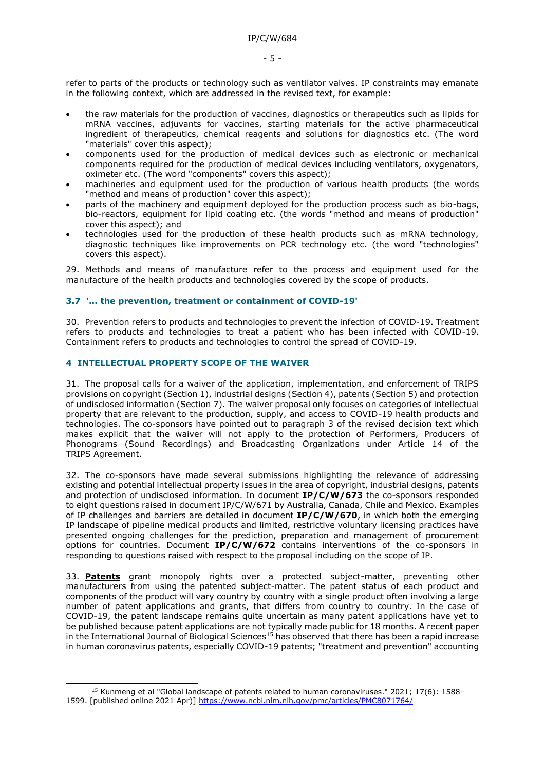refer to parts of the products or technology such as ventilator valves. IP constraints may emanate in the following context, which are addressed in the revised text, for example:

- the raw materials for the production of vaccines, diagnostics or therapeutics such as lipids for mRNA vaccines, adjuvants for vaccines, starting materials for the active pharmaceutical ingredient of therapeutics, chemical reagents and solutions for diagnostics etc. (The word "materials" cover this aspect);
- components used for the production of medical devices such as electronic or mechanical components required for the production of medical devices including ventilators, oxygenators, oximeter etc. (The word "components" covers this aspect);
- machineries and equipment used for the production of various health products (the words "method and means of production" cover this aspect);
- parts of the machinery and equipment deployed for the production process such as bio-bags, bio-reactors, equipment for lipid coating etc. (the words "method and means of production" cover this aspect); and
- technologies used for the production of these health products such as mRNA technology, diagnostic techniques like improvements on PCR technology etc. (the word "technologies" covers this aspect).

29. Methods and means of manufacture refer to the process and equipment used for the manufacture of the health products and technologies covered by the scope of products.

### 3.7 '… the prevention, treatment or containment of COVID-19'

30. Prevention refers to products and technologies to prevent the infection of COVID-19. Treatment refers to products and technologies to treat a patient who has been infected with COVID-19. Containment refers to products and technologies to control the spread of COVID-19.

## 4 INTELLECTUAL PROPERTY SCOPE OF THE WAIVER

31. The proposal calls for a waiver of the application, implementation, and enforcement of TRIPS provisions on copyright (Section 1), industrial designs (Section 4), patents (Section 5) and protection of undisclosed information (Section 7). The waiver proposal only focuses on categories of intellectual property that are relevant to the production, supply, and access to COVID-19 health products and technologies. The co-sponsors have pointed out to paragraph 3 of the revised decision text which makes explicit that the waiver will not apply to the protection of Performers, Producers of Phonograms (Sound Recordings) and Broadcasting Organizations under Article 14 of the TRIPS Agreement.

32. The co-sponsors have made several submissions highlighting the relevance of addressing existing and potential intellectual property issues in the area of copyright, industrial designs, patents and protection of undisclosed information. In document **IP/C/W/673** the co-sponsors responded to eight questions raised in document IP/C/W/671 by Australia, Canada, Chile and Mexico. Examples of IP challenges and barriers are detailed in document **IP/C/W/670**, in which both the emerging IP landscape of pipeline medical products and limited, restrictive voluntary licensing practices have presented ongoing challenges for the prediction, preparation and management of procurement options for countries. Document **IP/C/W/672** contains interventions of the co-sponsors in responding to questions raised with respect to the proposal including on the scope of IP.

33. **Patents** grant monopoly rights over a protected subject-matter, preventing other manufacturers from using the patented subject-matter. The patent status of each product and components of the product will vary country by country with a single product often involving a large number of patent applications and grants, that differs from country to country. In the case of COVID-19, the patent landscape remains quite uncertain as many patent applications have yet to be published because patent applications are not typically made public for 18 months. A recent paper in the International Journal of Biological Sciences[15] has observed that there has been a rapid increase in human coronavirus patents, especially COVID-19 patents; "treatment and prevention" accounting

[15] Kunmeng et al "Global landscape of patents related to human coronaviruses." 2021; 17(6): 1588–1599. [published online 2021 Apr)] https://www.ncbi.nlm.nih.gov/pmc/articles/PMC8071764/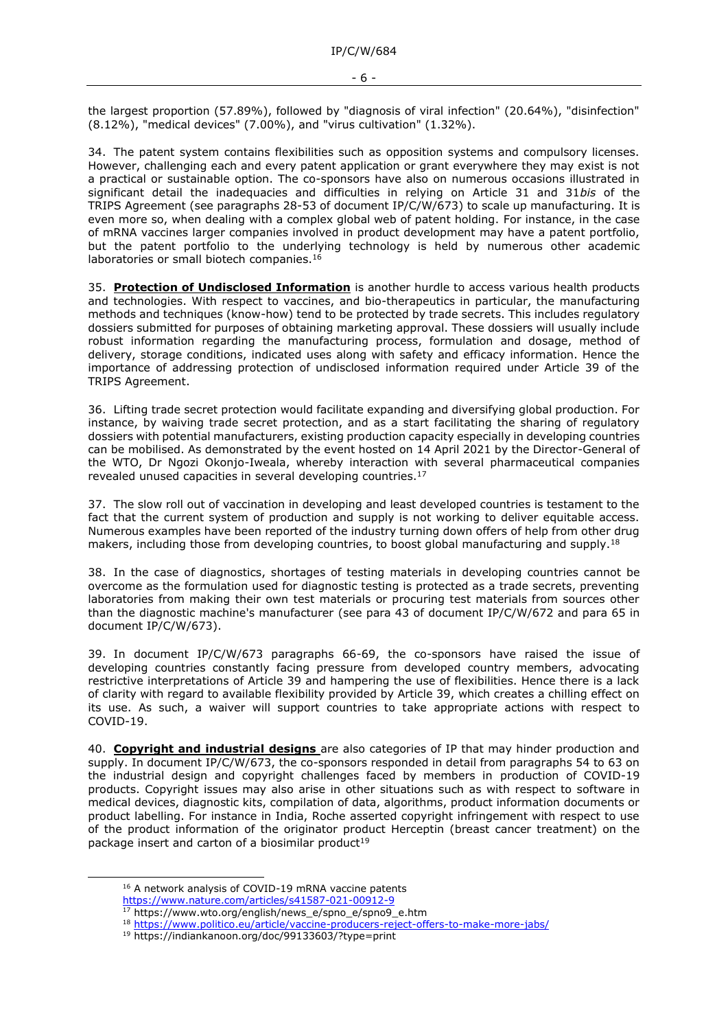the largest proportion (57.89%), followed by "diagnosis of viral infection" (20.64%), "disinfection" (8.12%), "medical devices" (7.00%), and "virus cultivation" (1.32%).

34. The patent system contains flexibilities such as opposition systems and compulsory licenses. However, challenging each and every patent application or grant everywhere they may exist is not a practical or sustainable option. The co-sponsors have also on numerous occasions illustrated in significant detail the inadequacies and difficulties in relying on Article 31 and 31*bis* of the TRIPS Agreement (see paragraphs 28-53 of document IP/C/W/673) to scale up manufacturing. It is even more so, when dealing with a complex global web of patent holding. For instance, in the case of mRNA vaccines larger companies involved in product development may have a patent portfolio, but the patent portfolio to the underlying technology is held by numerous other academic laboratories or small biotech companies.[16]

35. **Protection of Undisclosed Information** is another hurdle to access various health products and technologies. With respect to vaccines, and bio-therapeutics in particular, the manufacturing methods and techniques (know-how) tend to be protected by trade secrets. This includes regulatory dossiers submitted for purposes of obtaining marketing approval. These dossiers will usually include robust information regarding the manufacturing process, formulation and dosage, method of delivery, storage conditions, indicated uses along with safety and efficacy information. Hence the importance of addressing protection of undisclosed information required under Article 39 of the TRIPS Agreement.

36. Lifting trade secret protection would facilitate expanding and diversifying global production. For instance, by waiving trade secret protection, and as a start facilitating the sharing of regulatory dossiers with potential manufacturers, existing production capacity especially in developing countries can be mobilised. As demonstrated by the event hosted on 14 April 2021 by the Director-General of the WTO, Dr Ngozi Okonjo-Iweala, whereby interaction with several pharmaceutical companies revealed unused capacities in several developing countries.[17]

37. The slow roll out of vaccination in developing and least developed countries is testament to the fact that the current system of production and supply is not working to deliver equitable access. Numerous examples have been reported of the industry turning down offers of help from other drug makers, including those from developing countries, to boost global manufacturing and supply.[18]

38. In the case of diagnostics, shortages of testing materials in developing countries cannot be overcome as the formulation used for diagnostic testing is protected as a trade secrets, preventing laboratories from making their own test materials or procuring test materials from sources other than the diagnostic machine's manufacturer (see para 43 of document IP/C/W/672 and para 65 in document IP/C/W/673).

39. In document IP/C/W/673 paragraphs 66-69, the co-sponsors have raised the issue of developing countries constantly facing pressure from developed country members, advocating restrictive interpretations of Article 39 and hampering the use of flexibilities. Hence there is a lack of clarity with regard to available flexibility provided by Article 39, which creates a chilling effect on its use. As such, a waiver will support countries to take appropriate actions with respect to COVID-19.

40. **Copyright and industrial designs** are also categories of IP that may hinder production and supply. In document IP/C/W/673, the co-sponsors responded in detail from paragraphs 54 to 63 on the industrial design and copyright challenges faced by members in production of COVID-19 products. Copyright issues may also arise in other situations such as with respect to software in medical devices, diagnostic kits, compilation of data, algorithms, product information documents or product labelling. For instance in India, Roche asserted copyright infringement with respect to use of the product information of the originator product Herceptin (breast cancer treatment) on the package insert and carton of a biosimilar product[19]

---

[16] A network analysis of COVID-19 mRNA vaccine patents https://www.nature.com/articles/s41587-021-00912-9

[17] https://www.wto.org/english/news_e/spno_e/spno9_e.htm

[18] https://www.politico.eu/article/vaccine-producers-reject-offers-to-make-more-jabs/

[19] https://indiankanoon.org/doc/99133603/?type=print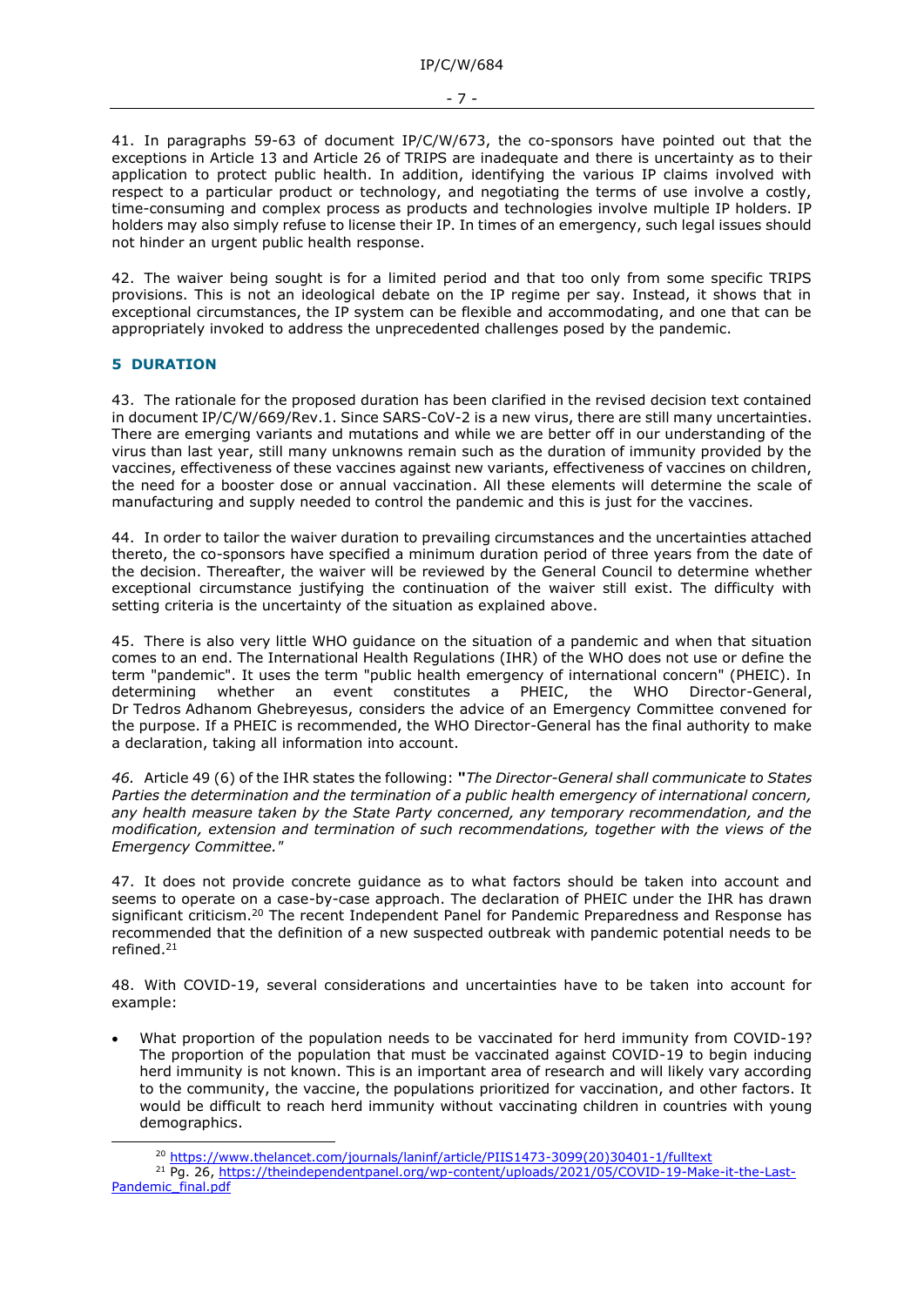41. In paragraphs 59-63 of document IP/C/W/673, the co-sponsors have pointed out that the exceptions in Article 13 and Article 26 of TRIPS are inadequate and there is uncertainty as to their application to protect public health. In addition, identifying the various IP claims involved with respect to a particular product or technology, and negotiating the terms of use involve a costly, time-consuming and complex process as products and technologies involve multiple IP holders. IP holders may also simply refuse to license their IP. In times of an emergency, such legal issues should not hinder an urgent public health response.

42. The waiver being sought is for a limited period and that too only from some specific TRIPS provisions. This is not an ideological debate on the IP regime per say. Instead, it shows that in exceptional circumstances, the IP system can be flexible and accommodating, and one that can be appropriately invoked to address the unprecedented challenges posed by the pandemic.

## 5 DURATION

43. The rationale for the proposed duration has been clarified in the revised decision text contained in document IP/C/W/669/Rev.1. Since SARS-CoV-2 is a new virus, there are still many uncertainties. There are emerging variants and mutations and while we are better off in our understanding of the virus than last year, still many unknowns remain such as the duration of immunity provided by the vaccines, effectiveness of these vaccines against new variants, effectiveness of vaccines on children, the need for a booster dose or annual vaccination. All these elements will determine the scale of manufacturing and supply needed to control the pandemic and this is just for the vaccines.

44. In order to tailor the waiver duration to prevailing circumstances and the uncertainties attached thereto, the co-sponsors have specified a minimum duration period of three years from the date of the decision. Thereafter, the waiver will be reviewed by the General Council to determine whether exceptional circumstance justifying the continuation of the waiver still exist. The difficulty with setting criteria is the uncertainty of the situation as explained above.

45. There is also very little WHO guidance on the situation of a pandemic and when that situation comes to an end. The International Health Regulations (IHR) of the WHO does not use or define the term "pandemic". It uses the term "public health emergency of international concern" (PHEIC). In determining whether an event constitutes a PHEIC, the WHO Director-General, Dr Tedros Adhanom Ghebreyesus, considers the advice of an Emergency Committee convened for the purpose. If a PHEIC is recommended, the WHO Director-General has the final authority to make a declaration, taking all information into account.

*46.* Article 49 (6) of the IHR states the following: **"***The Director-General shall communicate to States Parties the determination and the termination of a public health emergency of international concern, any health measure taken by the State Party concerned, any temporary recommendation, and the modification, extension and termination of such recommendations, together with the views of the Emergency Committee."*

47. It does not provide concrete guidance as to what factors should be taken into account and seems to operate on a case-by-case approach. The declaration of PHEIC under the IHR has drawn significant criticism.[20] The recent Independent Panel for Pandemic Preparedness and Response has recommended that the definition of a new suspected outbreak with pandemic potential needs to be refined.[21]

48. With COVID-19, several considerations and uncertainties have to be taken into account for example:

- What proportion of the population needs to be vaccinated for herd immunity from COVID-19? The proportion of the population that must be vaccinated against COVID-19 to begin inducing herd immunity is not known. This is an important area of research and will likely vary according to the community, the vaccine, the populations prioritized for vaccination, and other factors. It would be difficult to reach herd immunity without vaccinating children in countries with young demographics.

---

[20] https://www.thelancet.com/journals/laninf/article/PIIS1473-3099(20)30401-1/fulltext

[21] Pg. 26, https://theindependentpanel.org/wp-content/uploads/2021/05/COVID-19-Make-it-the-Last-Pandemic_final.pdf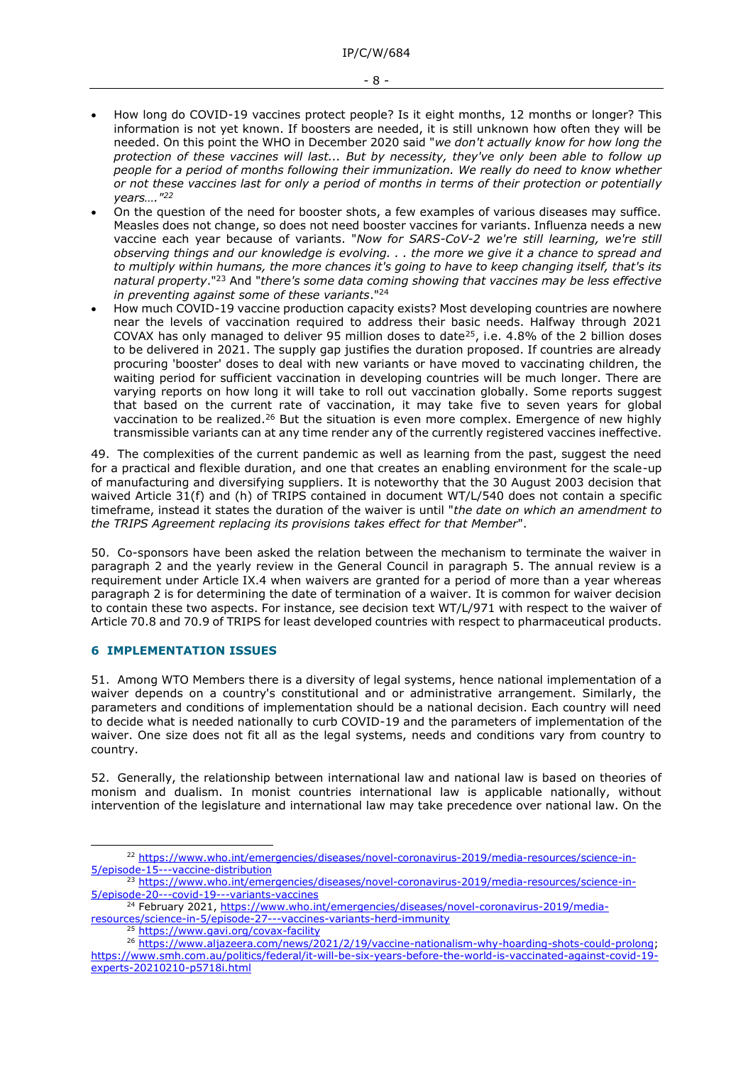- How long do COVID-19 vaccines protect people? Is it eight months, 12 months or longer? This information is not yet known. If boosters are needed, it is still unknown how often they will be needed. On this point the WHO in December 2020 said "*we don't actually know for how long the protection of these vaccines will last... But by necessity, they've only been able to follow up people for a period of months following their immunization. We really do need to know whether or not these vaccines last for only a period of months in terms of their protection or potentially years….*"[22]
- On the question of the need for booster shots, a few examples of various diseases may suffice. Measles does not change, so does not need booster vaccines for variants. Influenza needs a new vaccine each year because of variants. "*Now for SARS-CoV-2 we're still learning, we're still observing things and our knowledge is evolving. . . the more we give it a chance to spread and to multiply within humans, the more chances it's going to have to keep changing itself, that's its natural property*."[23] And "*there's some data coming showing that vaccines may be less effective in preventing against some of these variants*."[24]
- How much COVID-19 vaccine production capacity exists? Most developing countries are nowhere near the levels of vaccination required to address their basic needs. Halfway through 2021 COVAX has only managed to deliver 95 million doses to date[25], i.e. 4.8% of the 2 billion doses to be delivered in 2021. The supply gap justifies the duration proposed. If countries are already procuring 'booster' doses to deal with new variants or have moved to vaccinating children, the waiting period for sufficient vaccination in developing countries will be much longer. There are varying reports on how long it will take to roll out vaccination globally. Some reports suggest that based on the current rate of vaccination, it may take five to seven years for global vaccination to be realized.[26] But the situation is even more complex. Emergence of new highly transmissible variants can at any time render any of the currently registered vaccines ineffective.

49. The complexities of the current pandemic as well as learning from the past, suggest the need for a practical and flexible duration, and one that creates an enabling environment for the scale-up of manufacturing and diversifying suppliers. It is noteworthy that the 30 August 2003 decision that waived Article 31(f) and (h) of TRIPS contained in document WT/L/540 does not contain a specific timeframe, instead it states the duration of the waiver is until "*the date on which an amendment to the TRIPS Agreement replacing its provisions takes effect for that Member*".

50. Co-sponsors have been asked the relation between the mechanism to terminate the waiver in paragraph 2 and the yearly review in the General Council in paragraph 5. The annual review is a requirement under Article IX.4 when waivers are granted for a period of more than a year whereas paragraph 2 is for determining the date of termination of a waiver. It is common for waiver decision to contain these two aspects. For instance, see decision text WT/L/971 with respect to the waiver of Article 70.8 and 70.9 of TRIPS for least developed countries with respect to pharmaceutical products.

## 6 IMPLEMENTATION ISSUES

51. Among WTO Members there is a diversity of legal systems, hence national implementation of a waiver depends on a country's constitutional and or administrative arrangement. Similarly, the parameters and conditions of implementation should be a national decision. Each country will need to decide what is needed nationally to curb COVID-19 and the parameters of implementation of the waiver. One size does not fit all as the legal systems, needs and conditions vary from country to country.

52. Generally, the relationship between international law and national law is based on theories of monism and dualism. In monist countries international law is applicable nationally, without intervention of the legislature and international law may take precedence over national law. On the

---

[22] https://www.who.int/emergencies/diseases/novel-coronavirus-2019/media-resources/science-in-5/episode-15---vaccine-distribution

[23] https://www.who.int/emergencies/diseases/novel-coronavirus-2019/media-resources/science-in-5/episode-20---covid-19---variants-vaccines

[24] February 2021, https://www.who.int/emergencies/diseases/novel-coronavirus-2019/media-resources/science-in-5/episode-27---vaccines-variants-herd-immunity

[25] https://www.gavi.org/covax-facility

[26] https://www.aljazeera.com/news/2021/2/19/vaccine-nationalism-why-hoarding-shots-could-prolong; https://www.smh.com.au/politics/federal/it-will-be-six-years-before-the-world-is-vaccinated-against-covid-19-experts-20210210-p5718i.html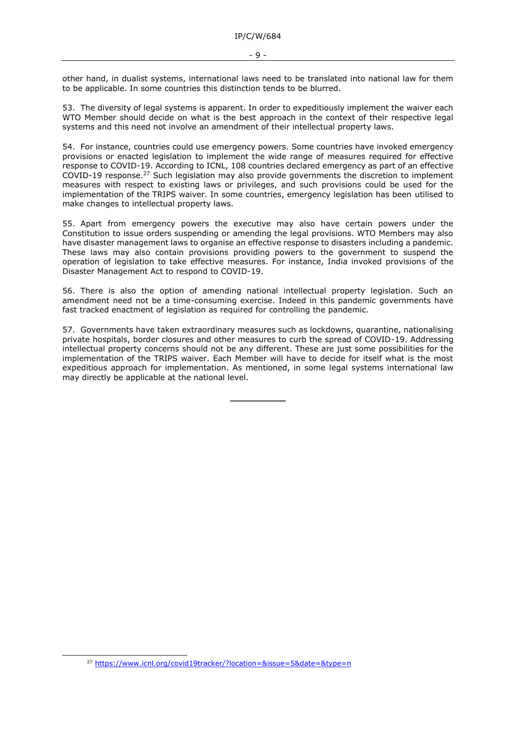other hand, in dualist systems, international laws need to be translated into national law for them to be applicable. In some countries this distinction tends to be blurred.

53. The diversity of legal systems is apparent. In order to expeditiously implement the waiver each WTO Member should decide on what is the best approach in the context of their respective legal systems and this need not involve an amendment of their intellectual property laws.

54. For instance, countries could use emergency powers. Some countries have invoked emergency provisions or enacted legislation to implement the wide range of measures required for effective response to COVID-19. According to ICNL, 108 countries declared emergency as part of an effective COVID-19 response.[27] Such legislation may also provide governments the discretion to implement measures with respect to existing laws or privileges, and such provisions could be used for the implementation of the TRIPS waiver. In some countries, emergency legislation has been utilised to make changes to intellectual property laws.

55. Apart from emergency powers the executive may also have certain powers under the Constitution to issue orders suspending or amending the legal provisions. WTO Members may also have disaster management laws to organise an effective response to disasters including a pandemic. These laws may also contain provisions providing powers to the government to suspend the operation of legislation to take effective measures. For instance, India invoked provisions of the Disaster Management Act to respond to COVID-19.

56. There is also the option of amending national intellectual property legislation. Such an amendment need not be a time-consuming exercise. Indeed in this pandemic governments have fast tracked enactment of legislation as required for controlling the pandemic.

57. Governments have taken extraordinary measures such as lockdowns, quarantine, nationalising private hospitals, border closures and other measures to curb the spread of COVID-19. Addressing intellectual property concerns should not be any different. These are just some possibilities for the implementation of the TRIPS waiver. Each Member will have to decide for itself what is the most expeditious approach for implementation. As mentioned, in some legal systems international law may directly be applicable at the national level.

---

[27] https://www.icnl.org/covid19tracker/?location=&issue=5&date=&type=n